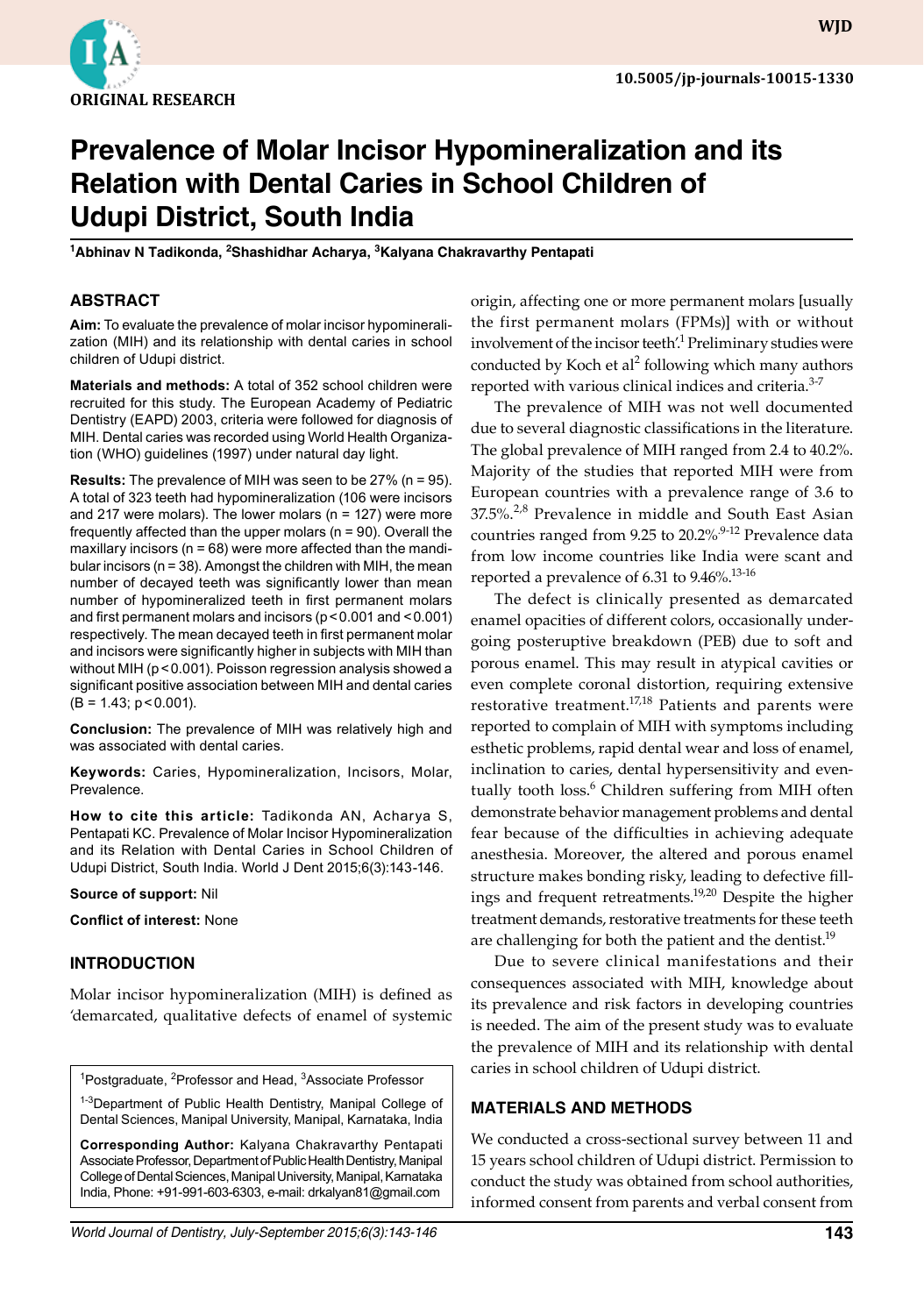ORIGINAL RESEARCH

10.5005/jp-journals-10015-1330

# Prevalence of Molar Incisor Hypomineralization and its Relation with Dental Caries in School Children of Udupi District, South India

[1]Abhinav N Tadikonda, [2]Shashidhar Acharya, [3]Kalyana Chakravarthy Pentapati

## ABSTRACT

**Aim:** To evaluate the prevalence of molar incisor hypomineralization (MIH) and its relationship with dental caries in school children of Udupi district.

**Materials and methods:** A total of 352 school children were recruited for this study. The European Academy of Pediatric Dentistry (EAPD) 2003, criteria were followed for diagnosis of MIH. Dental caries was recorded using World Health Organization (WHO) guidelines (1997) under natural day light.

**Results:** The prevalence of MIH was seen to be 27% (n = 95). A total of 323 teeth had hypomineralization (106 were incisors and 217 were molars). The lower molars (n = 127) were more frequently affected than the upper molars (n = 90). Overall the maxillary incisors (n = 68) were more affected than the mandibular incisors (n = 38). Amongst the children with MIH, the mean number of decayed teeth was significantly lower than mean number of hypomineralized teeth in first permanent molars and first permanent molars and incisors ($p < 0.001$ and $< 0.001$) respectively. The mean decayed teeth in first permanent molar and incisors were significantly higher in subjects with MIH than without MIH ($p < 0.001$). Poisson regression analysis showed a significant positive association between MIH and dental caries ($B = 1.43$; $p < 0.001$).

**Conclusion:** The prevalence of MIH was relatively high and was associated with dental caries.

**Keywords:** Caries, Hypomineralization, Incisors, Molar, Prevalence.

**How to cite this article:** Tadikonda AN, Acharya S, Pentapati KC. Prevalence of Molar Incisor Hypomineralization and its Relation with Dental Caries in School Children of Udupi District, South India. World J Dent 2015;6(3):143-146.

**Source of support:** Nil

**Conflict of interest:** None

## INTRODUCTION

Molar incisor hypomineralization (MIH) is defined as 'demarcated, qualitative defects of enamel of systemic origin, affecting one or more permanent molars [usually the first permanent molars (FPMs)] with or without involvement of the incisor teeth'.[1] Preliminary studies were conducted by Koch et al[2] following which many authors reported with various clinical indices and criteria.[3-7]

The prevalence of MIH was not well documented due to several diagnostic classifications in the literature. The global prevalence of MIH ranged from 2.4 to 40.2%. Majority of the studies that reported MIH were from European countries with a prevalence range of 3.6 to 37.5%.[2,8] Prevalence in middle and South East Asian countries ranged from 9.25 to 20.2%.[9-12] Prevalence data from low income countries like India were scant and reported a prevalence of 6.31 to 9.46%.[13-16]

The defect is clinically presented as demarcated enamel opacities of different colors, occasionally undergoing posteruptive breakdown (PEB) due to soft and porous enamel. This may result in atypical cavities or even complete coronal distortion, requiring extensive restorative treatment.[17,18] Patients and parents were reported to complain of MIH with symptoms including esthetic problems, rapid dental wear and loss of enamel, inclination to caries, dental hypersensitivity and eventually tooth loss.[6] Children suffering from MIH often demonstrate behavior management problems and dental fear because of the difficulties in achieving adequate anesthesia. Moreover, the altered and porous enamel structure makes bonding risky, leading to defective fillings and frequent retreatments.[19,20] Despite the higher treatment demands, restorative treatments for these teeth are challenging for both the patient and the dentist.[19]

Due to severe clinical manifestations and their consequences associated with MIH, knowledge about its prevalence and risk factors in developing countries is needed. The aim of the present study was to evaluate the prevalence of MIH and its relationship with dental caries in school children of Udupi district.

## MATERIALS AND METHODS

We conducted a cross-sectional survey between 11 and 15 years school children of Udupi district. Permission to conduct the study was obtained from school authorities, informed consent from parents and verbal consent from

---

[1]Postgraduate, [2]Professor and Head, [3]Associate Professor

[1-3]Department of Public Health Dentistry, Manipal College of Dental Sciences, Manipal University, Manipal, Karnataka, India

**Corresponding Author:** Kalyana Chakravarthy Pentapati Associate Professor, Department of Public Health Dentistry, Manipal College of Dental Sciences, Manipal University, Manipal, Karnataka India, Phone: +91-991-603-6303, e-mail: drkalyan81@gmail.com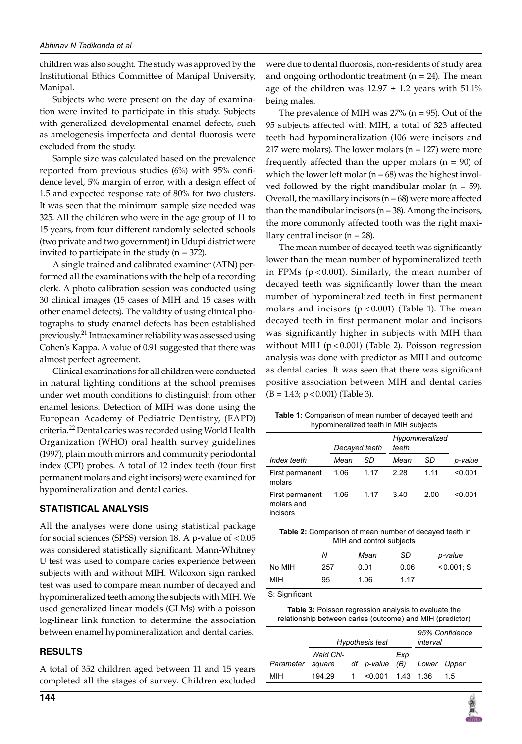children was also sought. The study was approved by the Institutional Ethics Committee of Manipal University, Manipal.

Subjects who were present on the day of examination were invited to participate in this study. Subjects with generalized developmental enamel defects, such as amelogenesis imperfecta and dental fluorosis were excluded from the study.

Sample size was calculated based on the prevalence reported from previous studies (6%) with 95% confidence level, 5% margin of error, with a design effect of 1.5 and expected response rate of 80% for two clusters. It was seen that the minimum sample size needed was 325. All the children who were in the age group of 11 to 15 years, from four different randomly selected schools (two private and two government) in Udupi district were invited to participate in the study (n = 372).

A single trained and calibrated examiner (ATN) performed all the examinations with the help of a recording clerk. A photo calibration session was conducted using 30 clinical images (15 cases of MIH and 15 cases with other enamel defects). The validity of using clinical photographs to study enamel defects has been established previously.[21] Intraexaminer reliability was assessed using Cohen's Kappa. A value of 0.91 suggested that there was almost perfect agreement.

Clinical examinations for all children were conducted in natural lighting conditions at the school premises under wet mouth conditions to distinguish from other enamel lesions. Detection of MIH was done using the European Academy of Pediatric Dentistry, (EAPD) criteria.[22] Dental caries was recorded using World Health Organization (WHO) oral health survey guidelines (1997), plain mouth mirrors and community periodontal index (CPI) probes. A total of 12 index teeth (four first permanent molars and eight incisors) were examined for hypomineralization and dental caries.

## STATISTICAL ANALYSIS

All the analyses were done using statistical package for social sciences (SPSS) version 18. A p-value of $< 0.05$ was considered statistically significant. Mann-Whitney U test was used to compare caries experience between subjects with and without MIH. Wilcoxon sign ranked test was used to compare mean number of decayed and hypomineralized teeth among the subjects with MIH. We used generalized linear models (GLMs) with a poisson log-linear link function to determine the association between enamel hypomineralization and dental caries.

## RESULTS

A total of 352 children aged between 11 and 15 years completed all the stages of survey. Children excluded were due to dental fluorosis, non-residents of study area and ongoing orthodontic treatment (n = 24). The mean age of the children was $12.97 \pm 1.2$ years with 51.1% being males.

The prevalence of MIH was 27% (n = 95). Out of the 95 subjects affected with MIH, a total of 323 affected teeth had hypomineralization (106 were incisors and 217 were molars). The lower molars (n = 127) were more frequently affected than the upper molars (n = 90) of which the lower left molar (n = 68) was the highest involved followed by the right mandibular molar (n = 59). Overall, the maxillary incisors (n = 68) were more affected than the mandibular incisors (n = 38). Among the incisors, the more commonly affected tooth was the right maxillary central incisor (n = 28).

The mean number of decayed teeth was significantly lower than the mean number of hypomineralized teeth in FPMs ($p < 0.001$). Similarly, the mean number of decayed teeth was significantly lower than the mean number of hypomineralized teeth in first permanent molars and incisors ($p < 0.001$) (Table 1). The mean decayed teeth in first permanent molar and incisors was significantly higher in subjects with MIH than without MIH ($p < 0.001$) (Table 2). Poisson regression analysis was done with predictor as MIH and outcome as dental caries. It was seen that there was significant positive association between MIH and dental caries (B = 1.43; $p < 0.001$) (Table 3).

**Table 1:** Comparison of mean number of decayed teeth and hypomineralized teeth in MIH subjects

| | Decayed teeth | | Hypomineralized teeth | | |
|---|---|---|---|---|---|
| *Index teeth* | *Mean* | *SD* | *Mean* | *SD* | *p-value* |
| First permanent molars | 1.06 | 1.17 | 2.28 | 1.11 | <0.001 |
| First permanent molars and incisors | 1.06 | 1.17 | 3.40 | 2.00 | <0.001 |

**Table 2:** Comparison of mean number of decayed teeth in MIH and control subjects

| | *N* | *Mean* | *SD* | *p-value* |
|---|---|---|---|---|
| No MIH | 257 | 0.01 | 0.06 | <0.001; S |
| MIH | 95 | 1.06 | 1.17 | |

S: Significant

**Table 3:** Poisson regression analysis to evaluate the relationship between caries (outcome) and MIH (predictor)

| | Hypothesis test | | | | 95% Confidence interval | |
|---|---|---|---|---|---|---|
| *Parameter* | *Wald Chi-square* | *df* | *p-value* | *Exp (B)* | *Lower* | *Upper* |
| MIH | 194.29 | 1 | <0.001 | 1.43 | 1.36 | 1.5 |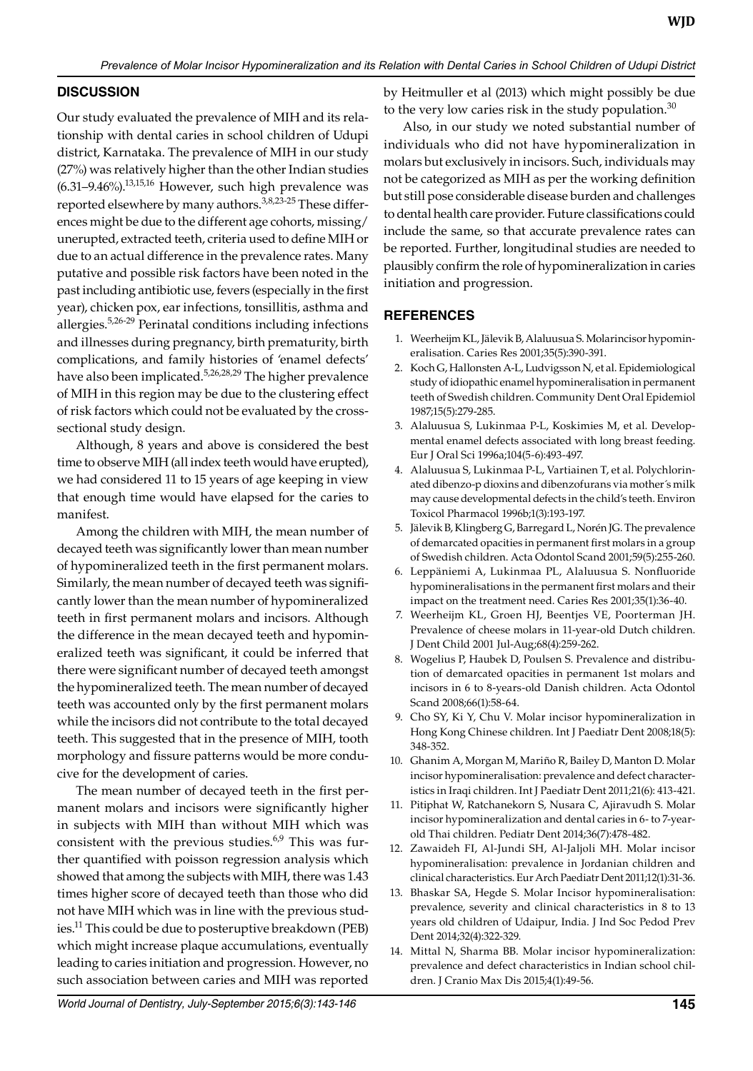## DISCUSSION

Our study evaluated the prevalence of MIH and its relationship with dental caries in school children of Udupi district, Karnataka. The prevalence of MIH in our study (27%) was relatively higher than the other Indian studies (6.31–9.46%).[13,15,16] However, such high prevalence was reported elsewhere by many authors.[3,8,23-25] These differences might be due to the different age cohorts, missing/unerupted, extracted teeth, criteria used to define MIH or due to an actual difference in the prevalence rates. Many putative and possible risk factors have been noted in the past including antibiotic use, fevers (especially in the first year), chicken pox, ear infections, tonsillitis, asthma and allergies.[5,26-29] Perinatal conditions including infections and illnesses during pregnancy, birth prematurity, birth complications, and family histories of 'enamel defects' have also been implicated.[5,26,28,29] The higher prevalence of MIH in this region may be due to the clustering effect of risk factors which could not be evaluated by the cross-sectional study design.

Although, 8 years and above is considered the best time to observe MIH (all index teeth would have erupted), we had considered 11 to 15 years of age keeping in view that enough time would have elapsed for the caries to manifest.

Among the children with MIH, the mean number of decayed teeth was significantly lower than mean number of hypomineralized teeth in the first permanent molars. Similarly, the mean number of decayed teeth was significantly lower than the mean number of hypomineralized teeth in first permanent molars and incisors. Although the difference in the mean decayed teeth and hypomineralized teeth was significant, it could be inferred that there were significant number of decayed teeth amongst the hypomineralized teeth. The mean number of decayed teeth was accounted only by the first permanent molars while the incisors did not contribute to the total decayed teeth. This suggested that in the presence of MIH, tooth morphology and fissure patterns would be more conducive for the development of caries.

The mean number of decayed teeth in the first permanent molars and incisors were significantly higher in subjects with MIH than without MIH which was consistent with the previous studies.[6,9] This was further quantified with poisson regression analysis which showed that among the subjects with MIH, there was 1.43 times higher score of decayed teeth than those who did not have MIH which was in line with the previous studies.[11] This could be due to posteruptive breakdown (PEB) which might increase plaque accumulations, eventually leading to caries initiation and progression. However, no such association between caries and MIH was reported by Heitmuller et al (2013) which might possibly be due to the very low caries risk in the study population.[30]

Also, in our study we noted substantial number of individuals who did not have hypomineralization in molars but exclusively in incisors. Such, individuals may not be categorized as MIH as per the working definition but still pose considerable disease burden and challenges to dental health care provider. Future classifications could include the same, so that accurate prevalence rates can be reported. Further, longitudinal studies are needed to plausibly confirm the role of hypomineralization in caries initiation and progression.

## REFERENCES

1. Weerheijm KL, Jälevik B, Alaluusua S. Molarincisor hypomineralisation. Caries Res 2001;35(5):390-391.
2. Koch G, Hallonsten A-L, Ludvigsson N, et al. Epidemiological study of idiopathic enamel hypomineralisation in permanent teeth of Swedish children. Community Dent Oral Epidemiol 1987;15(5):279-285.
3. Alaluusua S, Lukinmaa P-L, Koskimies M, et al. Developmental enamel defects associated with long breast feeding. Eur J Oral Sci 1996a;104(5-6):493-497.
4. Alaluusua S, Lukinmaa P-L, Vartiainen T, et al. Polychlorinated dibenzo-p dioxins and dibenzofurans via mother´s milk may cause developmental defects in the child's teeth. Environ Toxicol Pharmacol 1996b;1(3):193-197.
5. Jälevik B, Klingberg G, Barregard L, Norén JG. The prevalence of demarcated opacities in permanent first molars in a group of Swedish children. Acta Odontol Scand 2001;59(5):255-260.
6. Leppäniemi A, Lukinmaa PL, Alaluusua S. Nonfluoride hypomineralisations in the permanent first molars and their impact on the treatment need. Caries Res 2001;35(1):36-40.
7. Weerheijm KL, Groen HJ, Beentjes VE, Poorterman JH. Prevalence of cheese molars in 11-year-old Dutch children. J Dent Child 2001 Jul-Aug;68(4):259-262.
8. Wogelius P, Haubek D, Poulsen S. Prevalence and distribution of demarcated opacities in permanent 1st molars and incisors in 6 to 8-years-old Danish children. Acta Odontol Scand 2008;66(1):58-64.
9. Cho SY, Ki Y, Chu V. Molar incisor hypomineralization in Hong Kong Chinese children. Int J Paediatr Dent 2008;18(5):348-352.
10. Ghanim A, Morgan M, Mariño R, Bailey D, Manton D. Molar incisor hypomineralisation: prevalence and defect characteristics in Iraqi children. Int J Paediatr Dent 2011;21(6): 413-421.
11. Pitiphat W, Ratchanekorn S, Nusara C, Ajiravudh S. Molar incisor hypomineralization and dental caries in 6- to 7-year-old Thai children. Pediatr Dent 2014;36(7):478-482.
12. Zawaideh FI, Al-Jundi SH, Al-Jaljoli MH. Molar incisor hypomineralisation: prevalence in Jordanian children and clinical characteristics. Eur Arch Paediatr Dent 2011;12(1):31-36.
13. Bhaskar SA, Hegde S. Molar Incisor hypomineralisation: prevalence, severity and clinical characteristics in 8 to 13 years old children of Udaipur, India. J Ind Soc Pedod Prev Dent 2014;32(4):322-329.
14. Mittal N, Sharma BB. Molar incisor hypomineralization: prevalence and defect characteristics in Indian school children. J Cranio Max Dis 2015;4(1):49-56.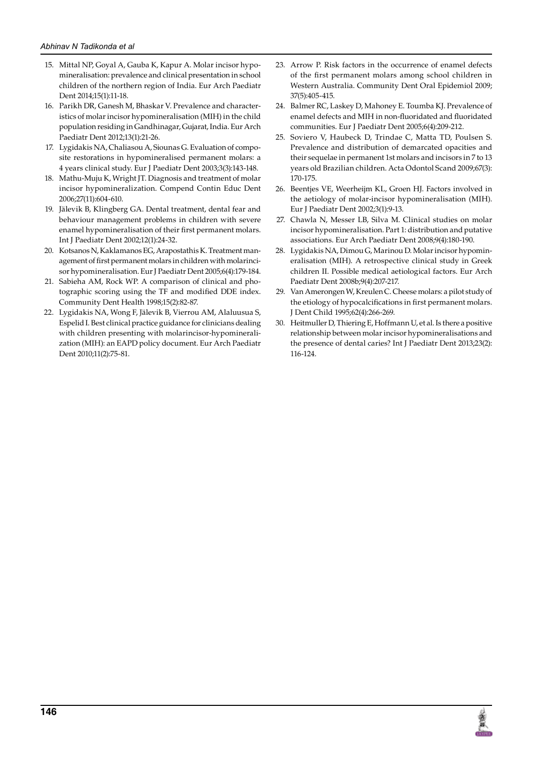15. Mittal NP, Goyal A, Gauba K, Kapur A. Molar incisor hypomineralisation: prevalence and clinical presentation in school children of the northern region of India. Eur Arch Paediatr Dent 2014;15(1):11-18.
16. Parikh DR, Ganesh M, Bhaskar V. Prevalence and characteristics of molar incisor hypomineralisation (MIH) in the child population residing in Gandhinagar, Gujarat, India. Eur Arch Paediatr Dent 2012;13(1):21-26.
17. Lygidakis NA, Chaliasou A, Siounas G. Evaluation of composite restorations in hypomineralised permanent molars: a 4 years clinical study. Eur J Paediatr Dent 2003;3(3):143-148.
18. Mathu-Muju K, Wright JT. Diagnosis and treatment of molar incisor hypomineralization. Compend Contin Educ Dent 2006;27(11):604-610.
19. Jälevik B, Klingberg GA. Dental treatment, dental fear and behaviour management problems in children with severe enamel hypomineralisation of their first permanent molars. Int J Paediatr Dent 2002;12(1):24-32.
20. Kotsanos N, Kaklamanos EG, Arapostathis K. Treatment management of first permanent molars in children with molarincisor hypomineralisation. Eur J Paediatr Dent 2005;6(4):179-184.
21. Sabieha AM, Rock WP. A comparison of clinical and photographic scoring using the TF and modified DDE index. Community Dent Health 1998;15(2):82-87.
22. Lygidakis NA, Wong F, Jälevik B, Vierrou AM, Alaluusua S, Espelid I. Best clinical practice guidance for clinicians dealing with children presenting with molarincisor-hypomineralization (MIH): an EAPD policy document. Eur Arch Paediatr Dent 2010;11(2):75-81.
23. Arrow P. Risk factors in the occurrence of enamel defects of the first permanent molars among school children in Western Australia. Community Dent Oral Epidemiol 2009; 37(5):405-415.
24. Balmer RC, Laskey D, Mahoney E. Toumba KJ. Prevalence of enamel defects and MIH in non-fluoridated and fluoridated communities. Eur J Paediatr Dent 2005;6(4):209-212.
25. Soviero V, Haubeck D, Trindae C, Matta TD, Poulsen S. Prevalence and distribution of demarcated opacities and their sequelae in permanent 1st molars and incisors in 7 to 13 years old Brazilian children. Acta Odontol Scand 2009;67(3): 170-175.
26. Beentjes VE, Weerheijm KL, Groen HJ. Factors involved in the aetiology of molar-incisor hypomineralisation (MIH). Eur J Paediatr Dent 2002;3(1):9-13.
27. Chawla N, Messer LB, Silva M. Clinical studies on molar incisor hypomineralisation. Part 1: distribution and putative associations. Eur Arch Paediatr Dent 2008;9(4):180-190.
28. Lygidakis NA, Dimou G, Marinou D. Molar incisor hypomineralisation (MIH). A retrospective clinical study in Greek children II. Possible medical aetiological factors. Eur Arch Paediatr Dent 2008b;9(4):207-217.
29. Van Amerongen W, Kreulen C. Cheese molars: a pilot study of the etiology of hypocalcifications in first permanent molars. J Dent Child 1995;62(4):266-269.
30. Heitmuller D, Thiering E, Hoffmann U, et al. Is there a positive relationship between molar incisor hypomineralisations and the presence of dental caries? Int J Paediatr Dent 2013;23(2): 116-124.